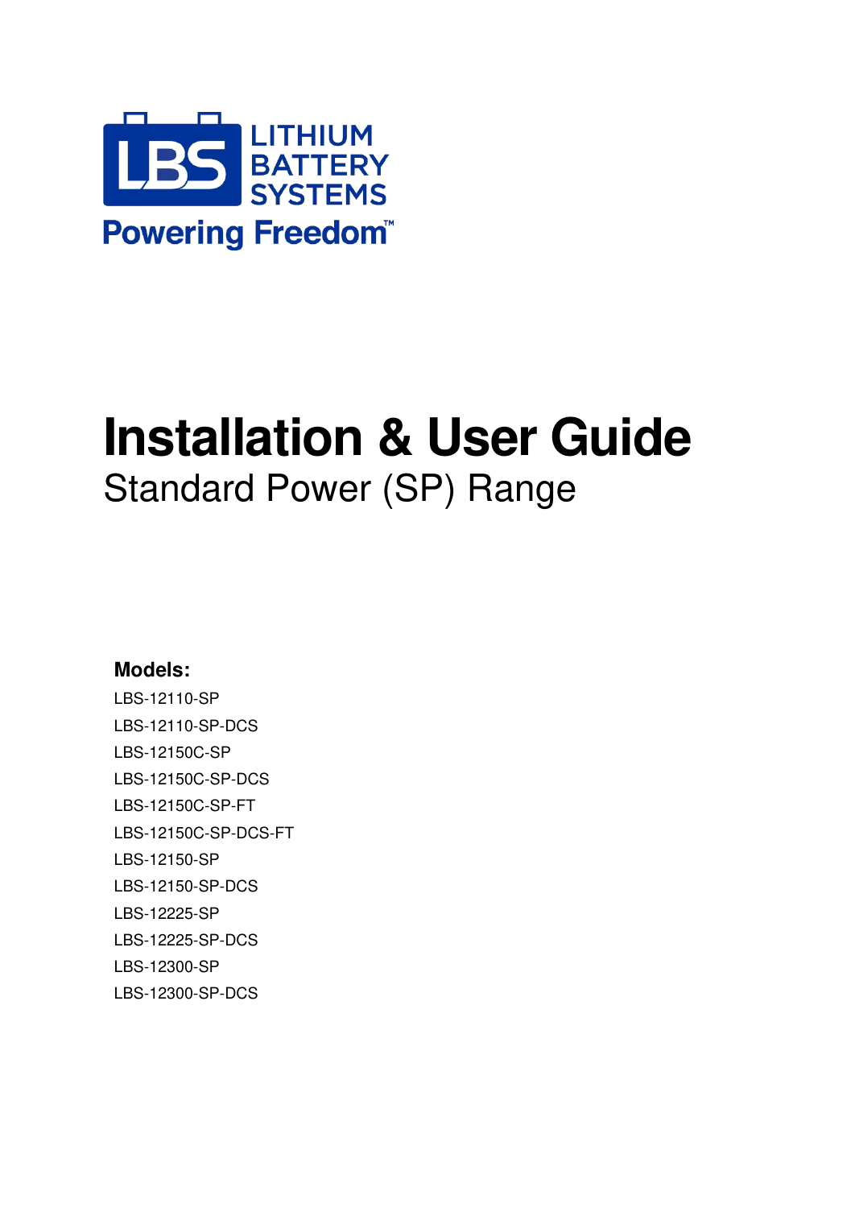LITHIUM BATTERY SYSTEMS

Powering Freedom™

# Installation & User Guide

## Standard Power (SP) Range

**Models:**

LBS-12110-SP
LBS-12110-SP-DCS
LBS-12150C-SP
LBS-12150C-SP-DCS
LBS-12150C-SP-FT
LBS-12150C-SP-DCS-FT
LBS-12150-SP
LBS-12150-SP-DCS
LBS-12225-SP
LBS-12225-SP-DCS
LBS-12300-SP
LBS-12300-SP-DCS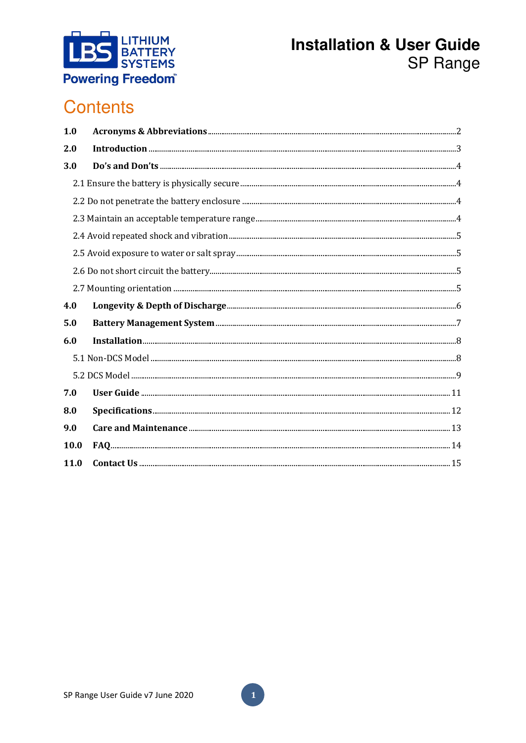# Installation & User Guide
## SP Range

# Contents

| | | |
|---|---|---|
| **1.0** | **Acronyms & Abbreviations** | 2 |
| **2.0** | **Introduction** | 3 |
| **3.0** | **Do's and Don'ts** | 4 |
| | 2.1 Ensure the battery is physically secure | 4 |
| | 2.2 Do not penetrate the battery enclosure | 4 |
| | 2.3 Maintain an acceptable temperature range | 4 |
| | 2.4 Avoid repeated shock and vibration | 5 |
| | 2.5 Avoid exposure to water or salt spray | 5 |
| | 2.6 Do not short circuit the battery | 5 |
| | 2.7 Mounting orientation | 5 |
| **4.0** | **Longevity & Depth of Discharge** | 6 |
| **5.0** | **Battery Management System** | 7 |
| **6.0** | **Installation** | 8 |
| | 5.1 Non-DCS Model | 8 |
| | 5.2 DCS Model | 9 |
| **7.0** | **User Guide** | 11 |
| **8.0** | **Specifications** | 12 |
| **9.0** | **Care and Maintenance** | 13 |
| **10.0** | **FAQ** | 14 |
| **11.0** | **Contact Us** | 15 |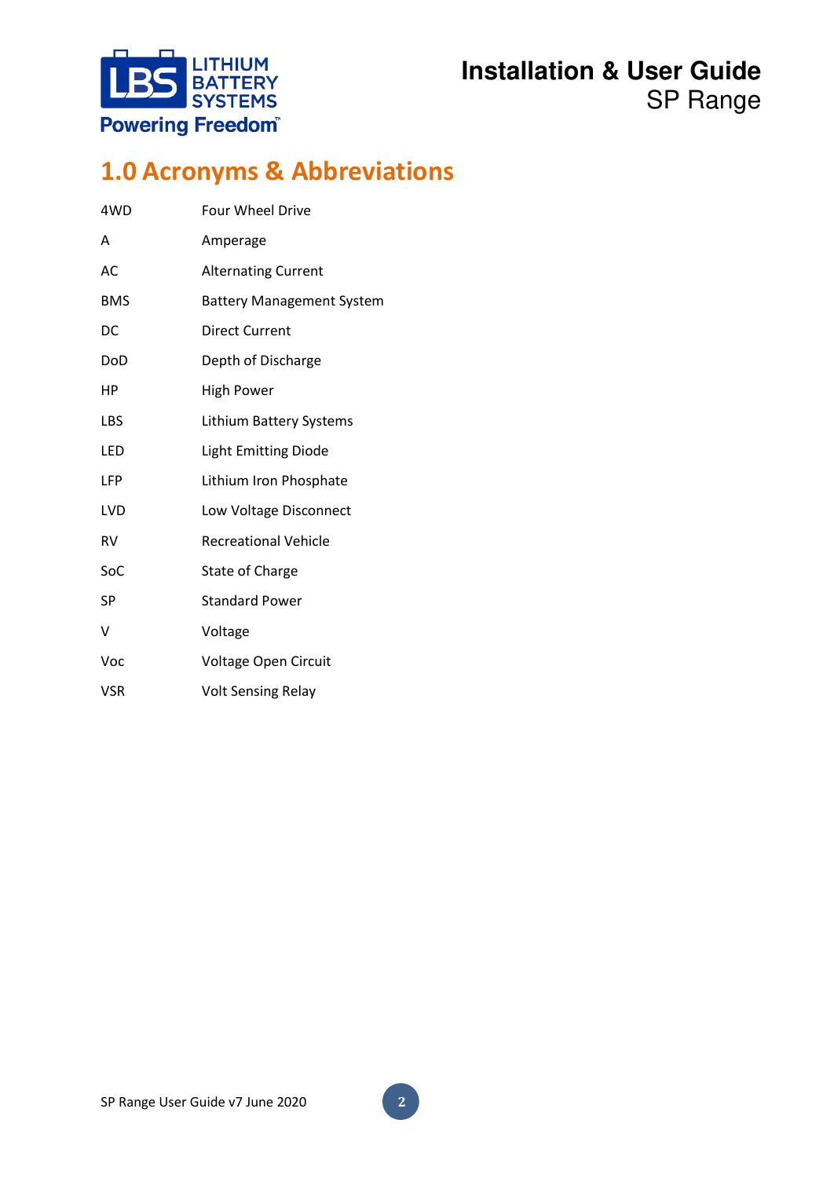# 1.0 Acronyms & Abbreviations

| | |
|---|---|
| 4WD | Four Wheel Drive |
| A | Amperage |
| AC | Alternating Current |
| BMS | Battery Management System |
| DC | Direct Current |
| DoD | Depth of Discharge |
| HP | High Power |
| LBS | Lithium Battery Systems |
| LED | Light Emitting Diode |
| LFP | Lithium Iron Phosphate |
| LVD | Low Voltage Disconnect |
| RV | Recreational Vehicle |
| SoC | State of Charge |
| SP | Standard Power |
| V | Voltage |
| Voc | Voltage Open Circuit |
| VSR | Volt Sensing Relay |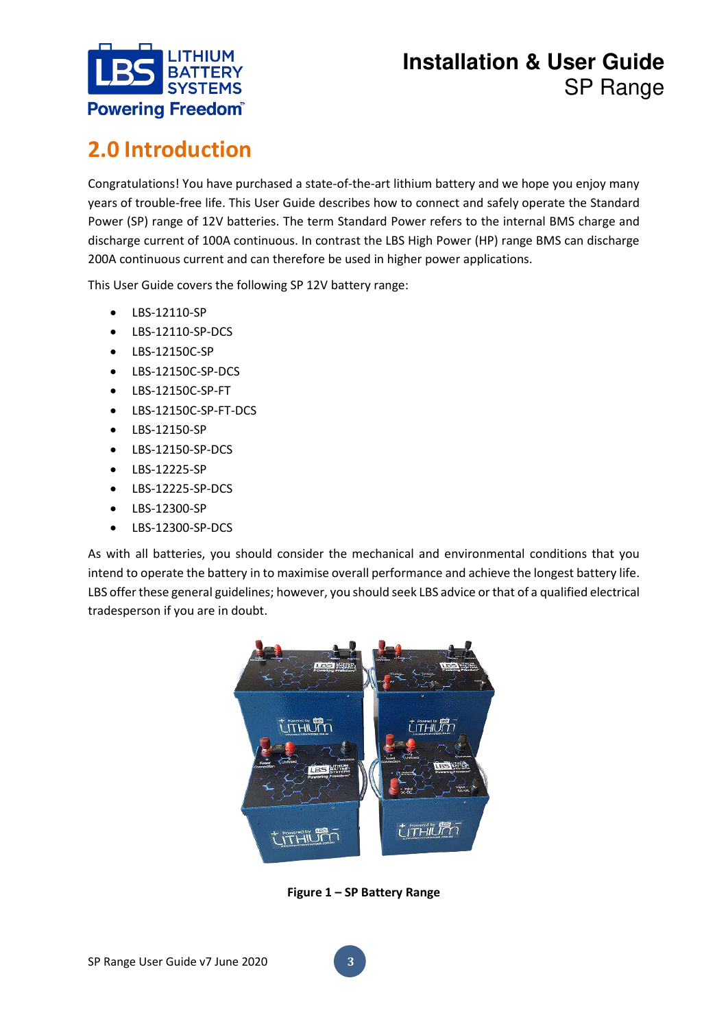## 2.0 Introduction

Congratulations! You have purchased a state-of-the-art lithium battery and we hope you enjoy many years of trouble-free life. This User Guide describes how to connect and safely operate the Standard Power (SP) range of 12V batteries. The term Standard Power refers to the internal BMS charge and discharge current of 100A continuous. In contrast the LBS High Power (HP) range BMS can discharge 200A continuous current and can therefore be used in higher power applications.

This User Guide covers the following SP 12V battery range:

- LBS-12110-SP
- LBS-12110-SP-DCS
- LBS-12150C-SP
- LBS-12150C-SP-DCS
- LBS-12150C-SP-FT
- LBS-12150C-SP-FT-DCS
- LBS-12150-SP
- LBS-12150-SP-DCS
- LBS-12225-SP
- LBS-12225-SP-DCS
- LBS-12300-SP
- LBS-12300-SP-DCS

As with all batteries, you should consider the mechanical and environmental conditions that you intend to operate the battery in to maximise overall performance and achieve the longest battery life. LBS offer these general guidelines; however, you should seek LBS advice or that of a qualified electrical tradesperson if you are in doubt.

**Figure 1 – SP Battery Range**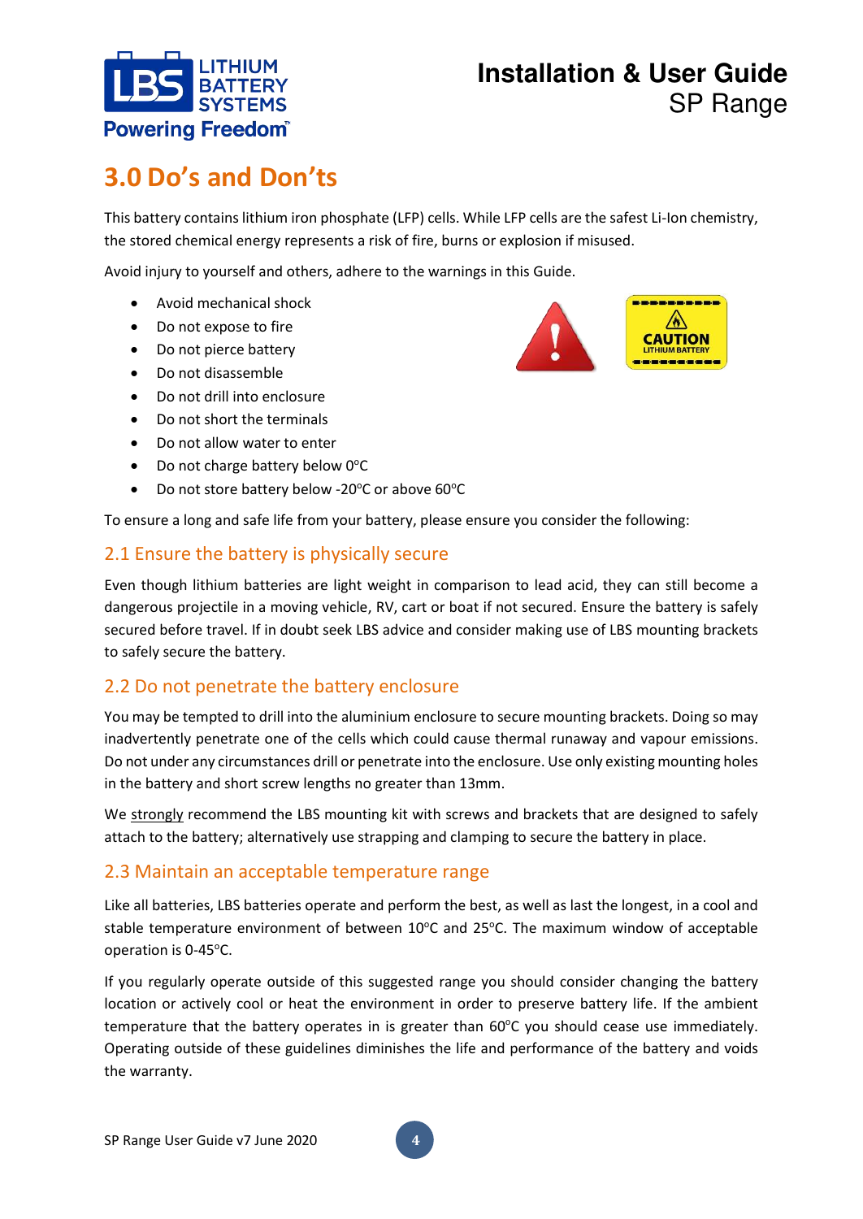# 3.0 Do's and Don'ts

This battery contains lithium iron phosphate (LFP) cells. While LFP cells are the safest Li-Ion chemistry, the stored chemical energy represents a risk of fire, burns or explosion if misused.

Avoid injury to yourself and others, adhere to the warnings in this Guide.

- Avoid mechanical shock
- Do not expose to fire
- Do not pierce battery
- Do not disassemble
- Do not drill into enclosure
- Do not short the terminals
- Do not allow water to enter
- Do not charge battery below 0°C
- Do not store battery below -20°C or above 60°C

To ensure a long and safe life from your battery, please ensure you consider the following:

## 2.1 Ensure the battery is physically secure

Even though lithium batteries are light weight in comparison to lead acid, they can still become a dangerous projectile in a moving vehicle, RV, cart or boat if not secured. Ensure the battery is safely secured before travel. If in doubt seek LBS advice and consider making use of LBS mounting brackets to safely secure the battery.

## 2.2 Do not penetrate the battery enclosure

You may be tempted to drill into the aluminium enclosure to secure mounting brackets. Doing so may inadvertently penetrate one of the cells which could cause thermal runaway and vapour emissions. Do not under any circumstances drill or penetrate into the enclosure. Use only existing mounting holes in the battery and short screw lengths no greater than 13mm.

We strongly recommend the LBS mounting kit with screws and brackets that are designed to safely attach to the battery; alternatively use strapping and clamping to secure the battery in place.

## 2.3 Maintain an acceptable temperature range

Like all batteries, LBS batteries operate and perform the best, as well as last the longest, in a cool and stable temperature environment of between 10°C and 25°C. The maximum window of acceptable operation is 0-45°C.

If you regularly operate outside of this suggested range you should consider changing the battery location or actively cool or heat the environment in order to preserve battery life. If the ambient temperature that the battery operates in is greater than 60°C you should cease use immediately. Operating outside of these guidelines diminishes the life and performance of the battery and voids the warranty.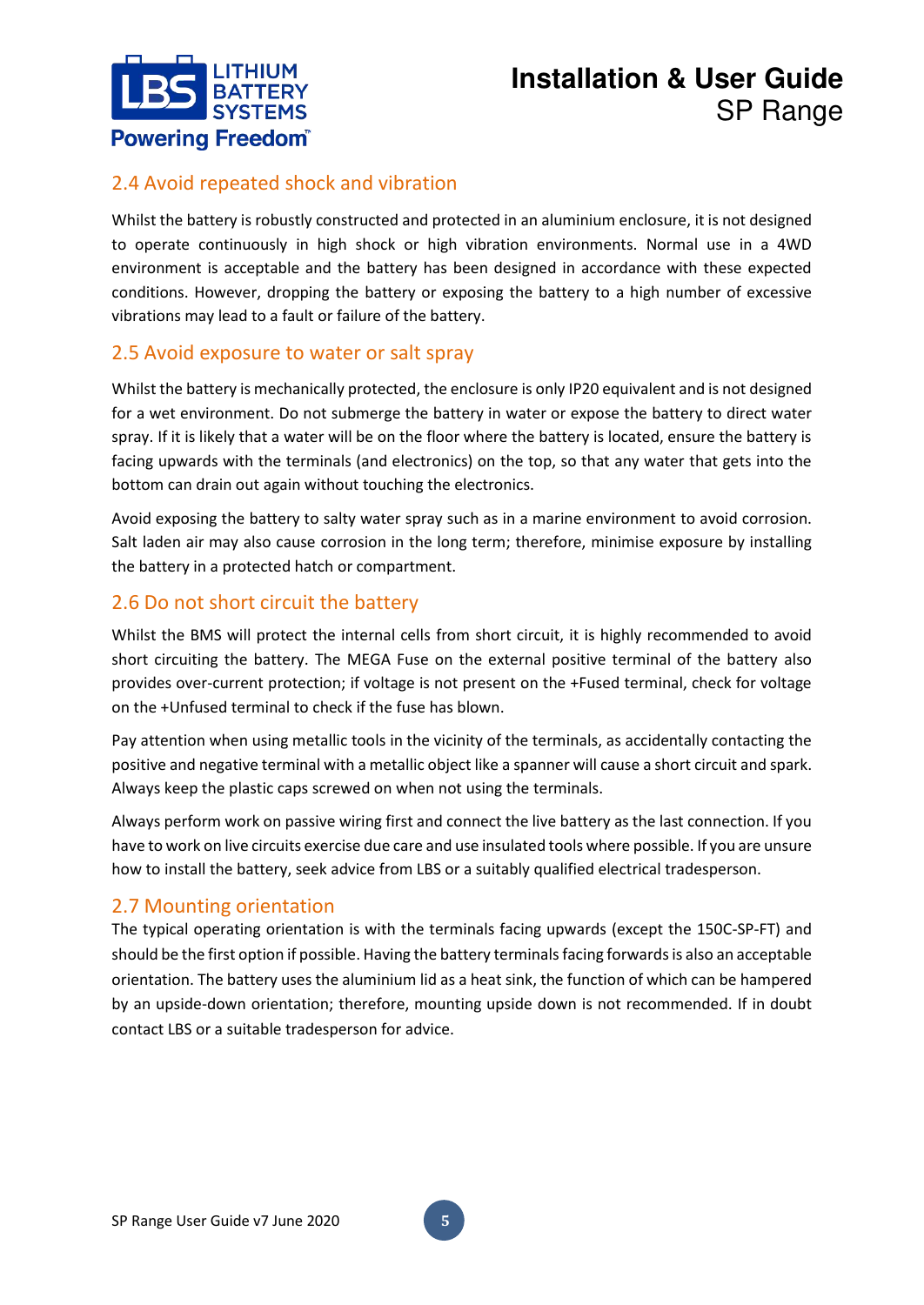## 2.4 Avoid repeated shock and vibration

Whilst the battery is robustly constructed and protected in an aluminium enclosure, it is not designed to operate continuously in high shock or high vibration environments. Normal use in a 4WD environment is acceptable and the battery has been designed in accordance with these expected conditions. However, dropping the battery or exposing the battery to a high number of excessive vibrations may lead to a fault or failure of the battery.

## 2.5 Avoid exposure to water or salt spray

Whilst the battery is mechanically protected, the enclosure is only IP20 equivalent and is not designed for a wet environment. Do not submerge the battery in water or expose the battery to direct water spray. If it is likely that a water will be on the floor where the battery is located, ensure the battery is facing upwards with the terminals (and electronics) on the top, so that any water that gets into the bottom can drain out again without touching the electronics.

Avoid exposing the battery to salty water spray such as in a marine environment to avoid corrosion. Salt laden air may also cause corrosion in the long term; therefore, minimise exposure by installing the battery in a protected hatch or compartment.

## 2.6 Do not short circuit the battery

Whilst the BMS will protect the internal cells from short circuit, it is highly recommended to avoid short circuiting the battery. The MEGA Fuse on the external positive terminal of the battery also provides over-current protection; if voltage is not present on the +Fused terminal, check for voltage on the +Unfused terminal to check if the fuse has blown.

Pay attention when using metallic tools in the vicinity of the terminals, as accidentally contacting the positive and negative terminal with a metallic object like a spanner will cause a short circuit and spark. Always keep the plastic caps screwed on when not using the terminals.

Always perform work on passive wiring first and connect the live battery as the last connection. If you have to work on live circuits exercise due care and use insulated tools where possible. If you are unsure how to install the battery, seek advice from LBS or a suitably qualified electrical tradesperson.

## 2.7 Mounting orientation

The typical operating orientation is with the terminals facing upwards (except the 150C-SP-FT) and should be the first option if possible. Having the battery terminals facing forwards is also an acceptable orientation. The battery uses the aluminium lid as a heat sink, the function of which can be hampered by an upside-down orientation; therefore, mounting upside down is not recommended. If in doubt contact LBS or a suitable tradesperson for advice.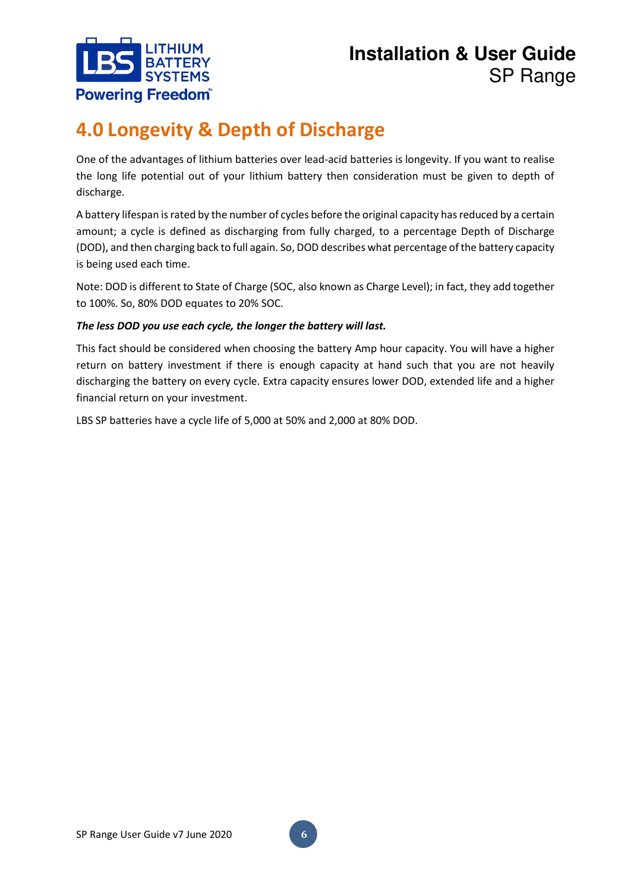# 4.0 Longevity & Depth of Discharge

One of the advantages of lithium batteries over lead-acid batteries is longevity. If you want to realise the long life potential out of your lithium battery then consideration must be given to depth of discharge.

A battery lifespan is rated by the number of cycles before the original capacity has reduced by a certain amount; a cycle is defined as discharging from fully charged, to a percentage Depth of Discharge (DOD), and then charging back to full again. So, DOD describes what percentage of the battery capacity is being used each time.

Note: DOD is different to State of Charge (SOC, also known as Charge Level); in fact, they add together to 100%. So, 80% DOD equates to 20% SOC.

***The less DOD you use each cycle, the longer the battery will last.***

This fact should be considered when choosing the battery Amp hour capacity. You will have a higher return on battery investment if there is enough capacity at hand such that you are not heavily discharging the battery on every cycle. Extra capacity ensures lower DOD, extended life and a higher financial return on your investment.

LBS SP batteries have a cycle life of 5,000 at 50% and 2,000 at 80% DOD.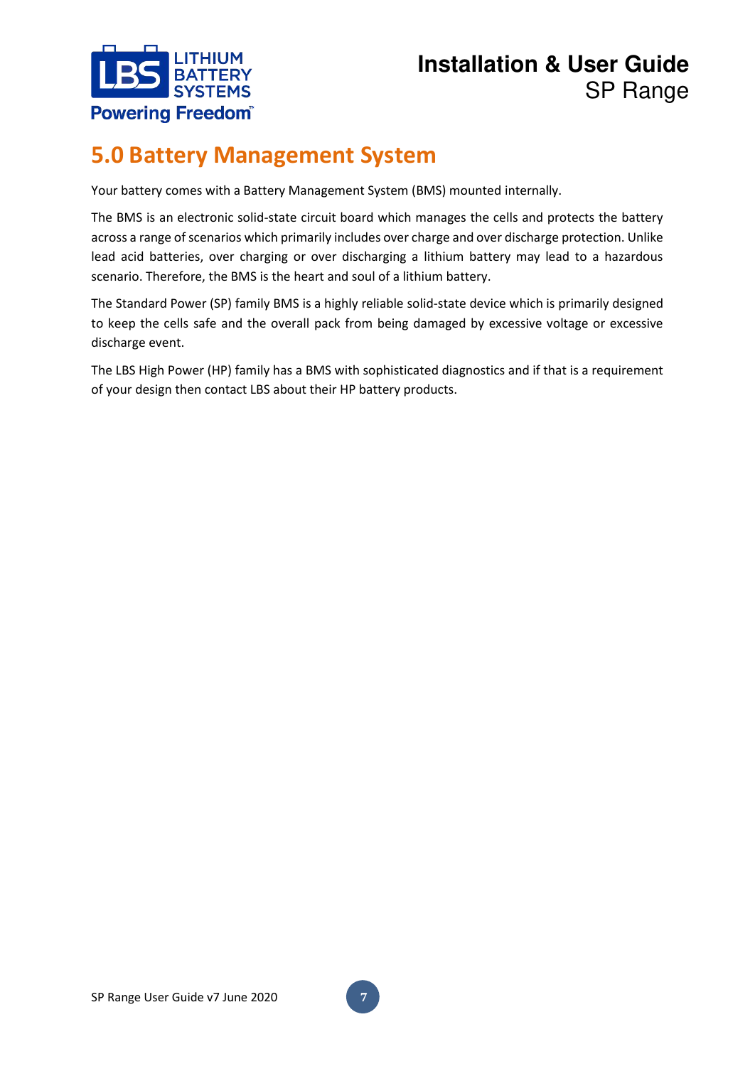# 5.0 Battery Management System

Your battery comes with a Battery Management System (BMS) mounted internally.

The BMS is an electronic solid-state circuit board which manages the cells and protects the battery across a range of scenarios which primarily includes over charge and over discharge protection. Unlike lead acid batteries, over charging or over discharging a lithium battery may lead to a hazardous scenario. Therefore, the BMS is the heart and soul of a lithium battery.

The Standard Power (SP) family BMS is a highly reliable solid-state device which is primarily designed to keep the cells safe and the overall pack from being damaged by excessive voltage or excessive discharge event.

The LBS High Power (HP) family has a BMS with sophisticated diagnostics and if that is a requirement of your design then contact LBS about their HP battery products.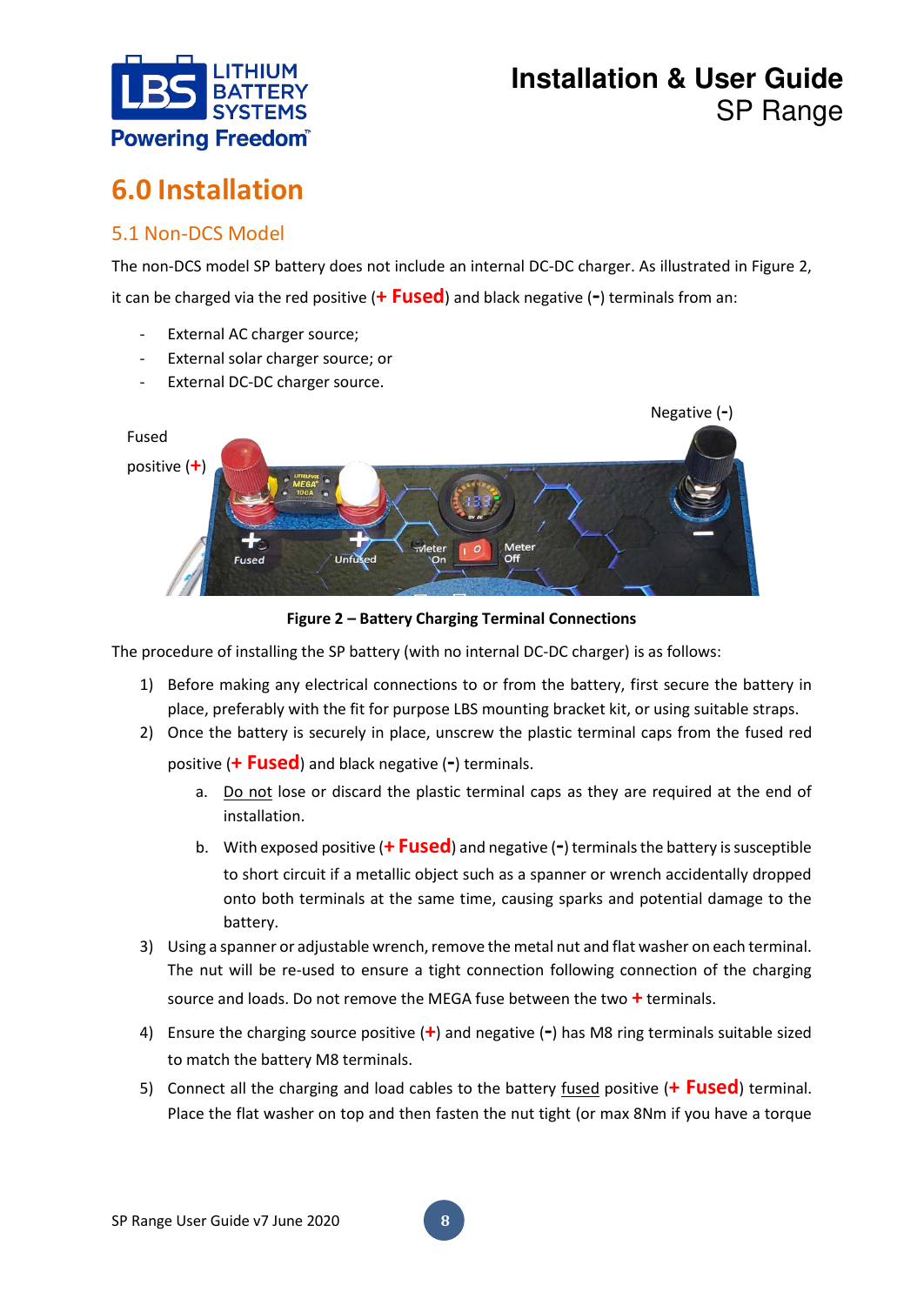# 6.0 Installation

## 5.1 Non-DCS Model

The non-DCS model SP battery does not include an internal DC-DC charger. As illustrated in Figure 2, it can be charged via the red positive (**+ Fused**) and black negative (**-**) terminals from an:

- External AC charger source;
- External solar charger source; or
- External DC-DC charger source.

**Figure 2 – Battery Charging Terminal Connections**

The procedure of installing the SP battery (with no internal DC-DC charger) is as follows:

1) Before making any electrical connections to or from the battery, first secure the battery in place, preferably with the fit for purpose LBS mounting bracket kit, or using suitable straps.
2) Once the battery is securely in place, unscrew the plastic terminal caps from the fused red positive (**+ Fused**) and black negative (**-**) terminals.
    a. Do not lose or discard the plastic terminal caps as they are required at the end of installation.
    b. With exposed positive (**+ Fused**) and negative (**-**) terminals the battery is susceptible to short circuit if a metallic object such as a spanner or wrench accidentally dropped onto both terminals at the same time, causing sparks and potential damage to the battery.
3) Using a spanner or adjustable wrench, remove the metal nut and flat washer on each terminal. The nut will be re-used to ensure a tight connection following connection of the charging source and loads. Do not remove the MEGA fuse between the two **+** terminals.
4) Ensure the charging source positive (**+**) and negative (**-**) has M8 ring terminals suitable sized to match the battery M8 terminals.
5) Connect all the charging and load cables to the battery fused positive (**+ Fused**) terminal. Place the flat washer on top and then fasten the nut tight (or max 8Nm if you have a torque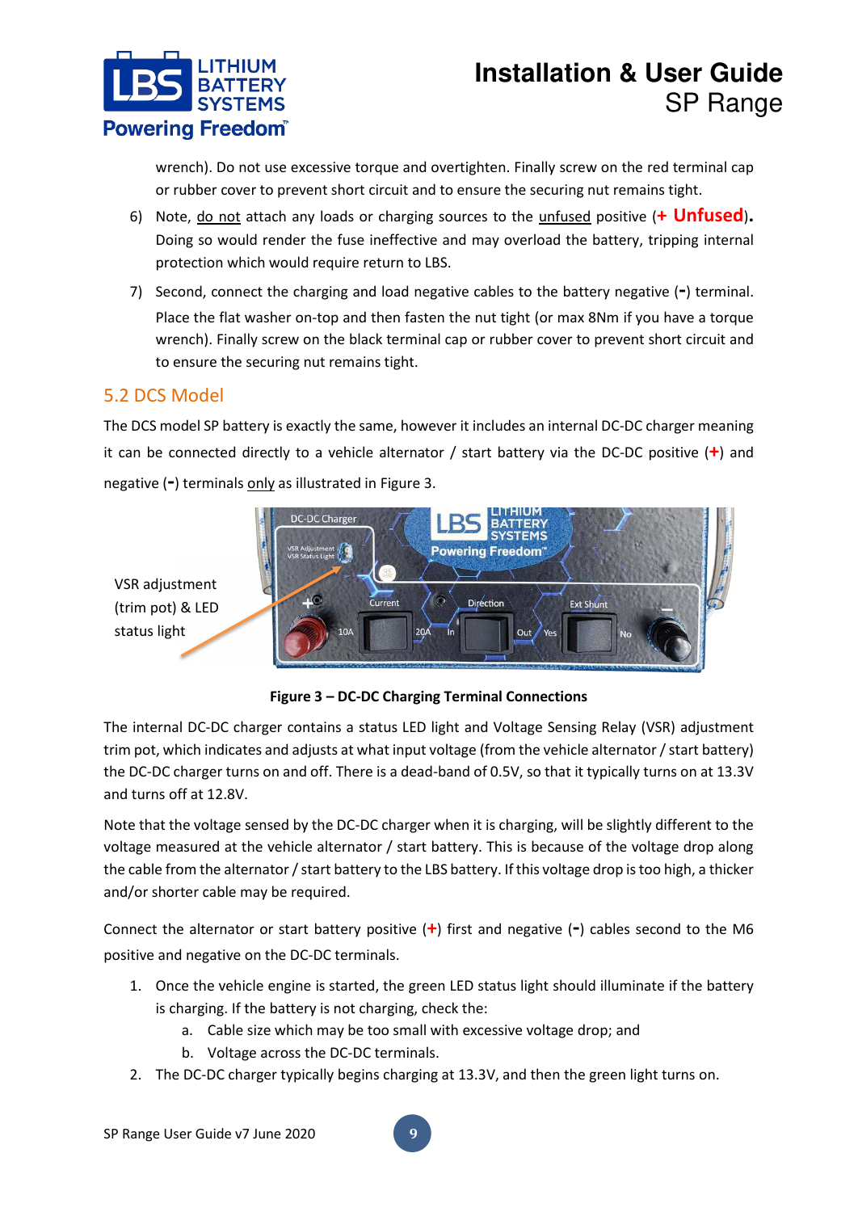wrench). Do not use excessive torque and overtighten. Finally screw on the red terminal cap or rubber cover to prevent short circuit and to ensure the securing nut remains tight.

6) Note, do not attach any loads or charging sources to the unfused positive (**+ Unfused**). Doing so would render the fuse ineffective and may overload the battery, tripping internal protection which would require return to LBS.

7) Second, connect the charging and load negative cables to the battery negative (**-**) terminal. Place the flat washer on-top and then fasten the nut tight (or max 8Nm if you have a torque wrench). Finally screw on the black terminal cap or rubber cover to prevent short circuit and to ensure the securing nut remains tight.

## 5.2 DCS Model

The DCS model SP battery is exactly the same, however it includes an internal DC-DC charger meaning it can be connected directly to a vehicle alternator / start battery via the DC-DC positive (**+**) and negative (**-**) terminals only as illustrated in Figure 3.

VSR adjustment (trim pot) & LED status light

**Figure 3 – DC-DC Charging Terminal Connections**

The internal DC-DC charger contains a status LED light and Voltage Sensing Relay (VSR) adjustment trim pot, which indicates and adjusts at what input voltage (from the vehicle alternator / start battery) the DC-DC charger turns on and off. There is a dead-band of 0.5V, so that it typically turns on at 13.3V and turns off at 12.8V.

Note that the voltage sensed by the DC-DC charger when it is charging, will be slightly different to the voltage measured at the vehicle alternator / start battery. This is because of the voltage drop along the cable from the alternator / start battery to the LBS battery. If this voltage drop is too high, a thicker and/or shorter cable may be required.

Connect the alternator or start battery positive (**+**) first and negative (**-**) cables second to the M6 positive and negative on the DC-DC terminals.

1. Once the vehicle engine is started, the green LED status light should illuminate if the battery is charging. If the battery is not charging, check the:
   a. Cable size which may be too small with excessive voltage drop; and
   b. Voltage across the DC-DC terminals.
2. The DC-DC charger typically begins charging at 13.3V, and then the green light turns on.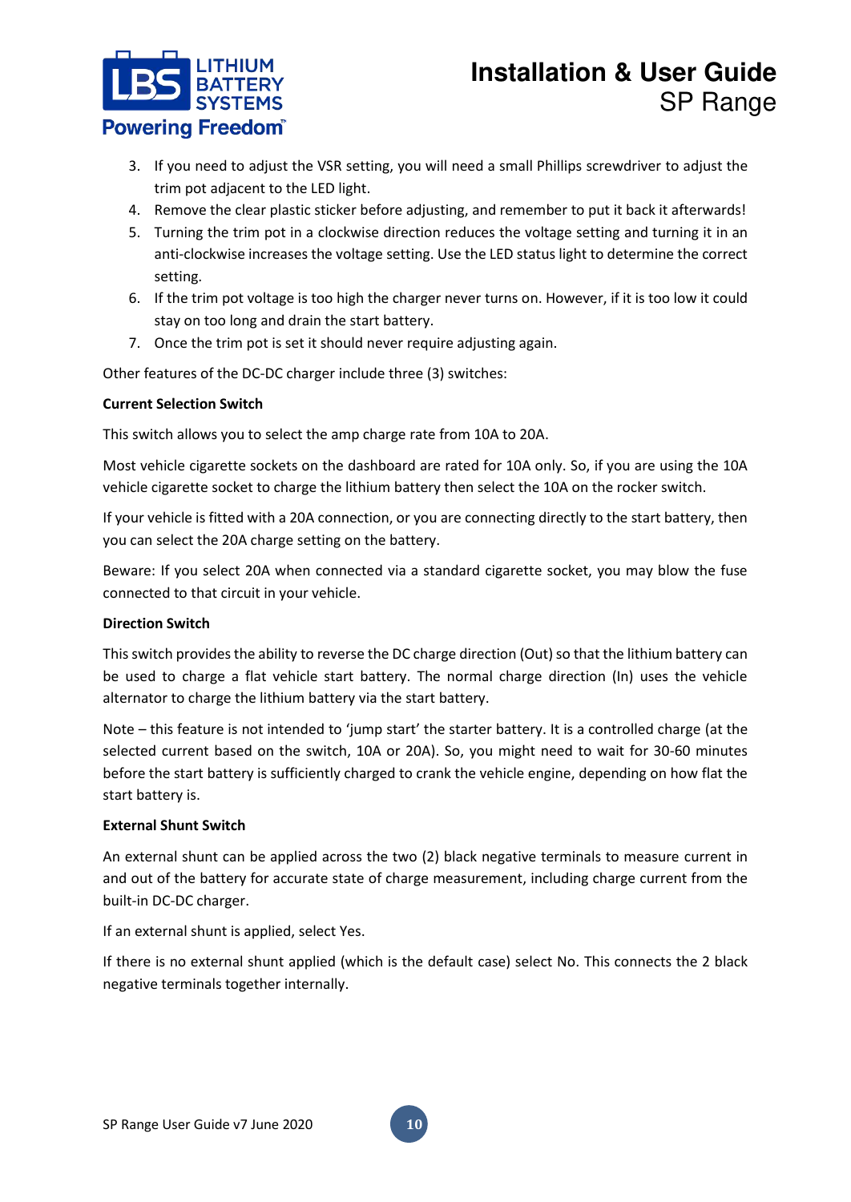3. If you need to adjust the VSR setting, you will need a small Phillips screwdriver to adjust the trim pot adjacent to the LED light.
4. Remove the clear plastic sticker before adjusting, and remember to put it back it afterwards!
5. Turning the trim pot in a clockwise direction reduces the voltage setting and turning it in an anti-clockwise increases the voltage setting. Use the LED status light to determine the correct setting.
6. If the trim pot voltage is too high the charger never turns on. However, if it is too low it could stay on too long and drain the start battery.
7. Once the trim pot is set it should never require adjusting again.

Other features of the DC-DC charger include three (3) switches:

**Current Selection Switch**

This switch allows you to select the amp charge rate from 10A to 20A.

Most vehicle cigarette sockets on the dashboard are rated for 10A only. So, if you are using the 10A vehicle cigarette socket to charge the lithium battery then select the 10A on the rocker switch.

If your vehicle is fitted with a 20A connection, or you are connecting directly to the start battery, then you can select the 20A charge setting on the battery.

Beware: If you select 20A when connected via a standard cigarette socket, you may blow the fuse connected to that circuit in your vehicle.

**Direction Switch**

This switch provides the ability to reverse the DC charge direction (Out) so that the lithium battery can be used to charge a flat vehicle start battery. The normal charge direction (In) uses the vehicle alternator to charge the lithium battery via the start battery.

Note – this feature is not intended to 'jump start' the starter battery. It is a controlled charge (at the selected current based on the switch, 10A or 20A). So, you might need to wait for 30-60 minutes before the start battery is sufficiently charged to crank the vehicle engine, depending on how flat the start battery is.

**External Shunt Switch**

An external shunt can be applied across the two (2) black negative terminals to measure current in and out of the battery for accurate state of charge measurement, including charge current from the built-in DC-DC charger.

If an external shunt is applied, select Yes.

If there is no external shunt applied (which is the default case) select No. This connects the 2 black negative terminals together internally.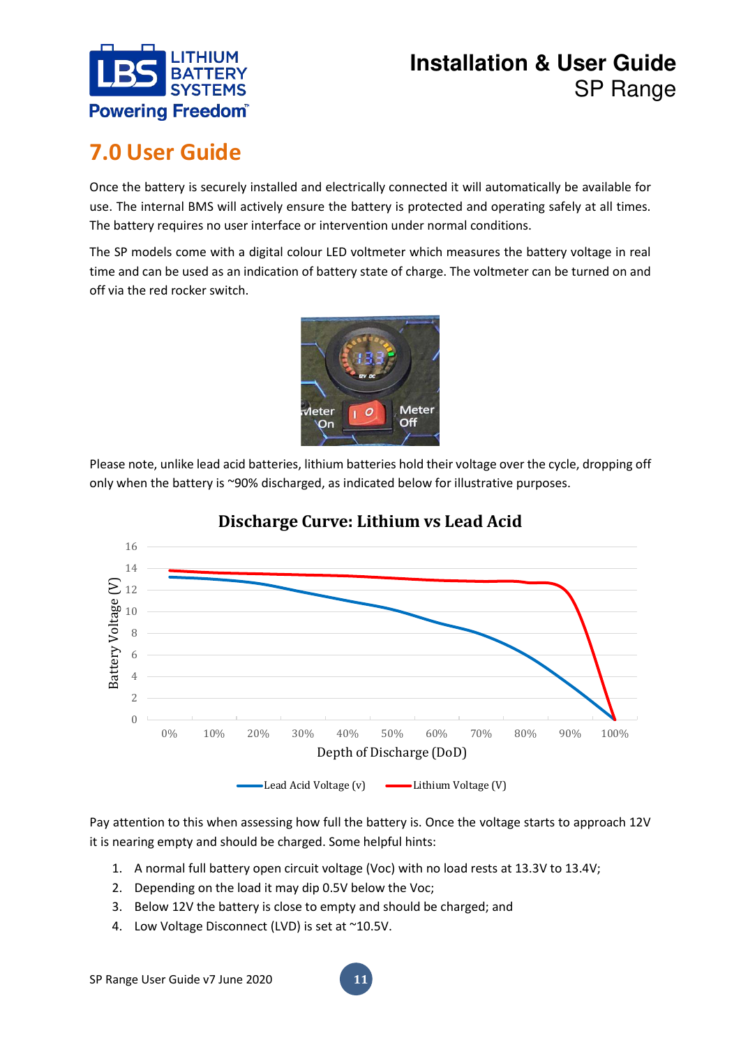# 7.0 User Guide

Once the battery is securely installed and electrically connected it will automatically be available for use. The internal BMS will actively ensure the battery is protected and operating safely at all times. The battery requires no user interface or intervention under normal conditions.

The SP models come with a digital colour LED voltmeter which measures the battery voltage in real time and can be used as an indication of battery state of charge. The voltmeter can be turned on and off via the red rocker switch.

Please note, unlike lead acid batteries, lithium batteries hold their voltage over the cycle, dropping off only when the battery is ~90% discharged, as indicated below for illustrative purposes.

**Discharge Curve: Lithium vs Lead Acid**

Pay attention to this when assessing how full the battery is. Once the voltage starts to approach 12V it is nearing empty and should be charged. Some helpful hints:

1. A normal full battery open circuit voltage (Voc) with no load rests at 13.3V to 13.4V;
2. Depending on the load it may dip 0.5V below the Voc;
3. Below 12V the battery is close to empty and should be charged; and
4. Low Voltage Disconnect (LVD) is set at ~10.5V.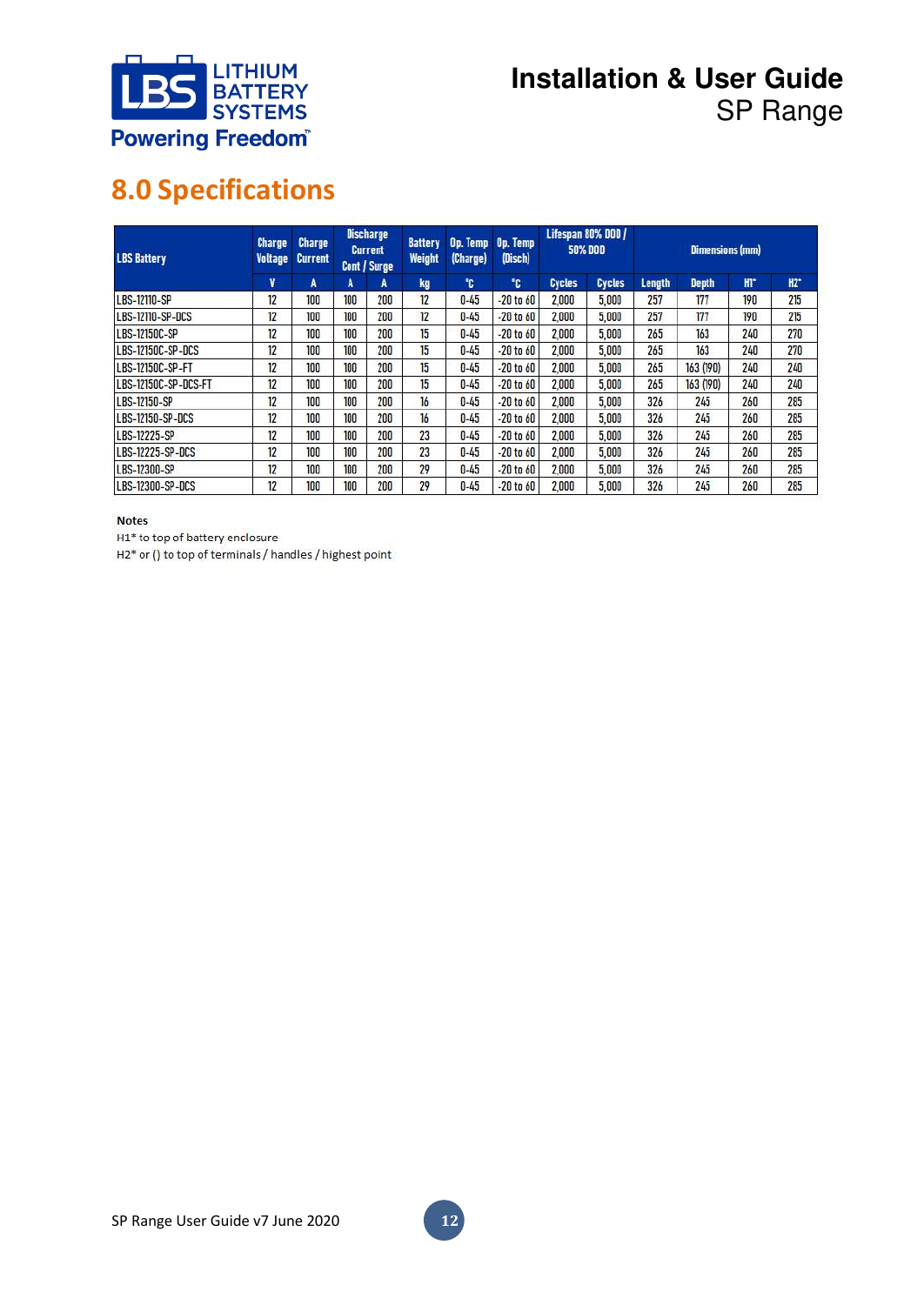## 8.0 Specifications

| LBS Battery | Charge Voltage | Charge Current | Discharge Current Cont / Surge | | Battery Weight | Op. Temp (Charge) | Op. Temp (Disch) | Lifespan 80% DOD / 50% DOD | | Dimensions (mm) | | | |
|---|---|---|---|---|---|---|---|---|---|---|---|---|---|
| | V | A | A | A | kg | °C | °C | Cycles | Cycles | Length | Depth | H1* | H2* |
| LBS-12110-SP | 12 | 100 | 100 | 200 | 12 | 0-45 | -20 to 60 | 2,000 | 5,000 | 257 | 177 | 190 | 215 |
| LBS-12110-SP-DCS | 12 | 100 | 100 | 200 | 12 | 0-45 | -20 to 60 | 2,000 | 5,000 | 257 | 177 | 190 | 215 |
| LBS-12150C-SP | 12 | 100 | 100 | 200 | 15 | 0-45 | -20 to 60 | 2,000 | 5,000 | 265 | 163 | 240 | 270 |
| LBS-12150C-SP-DCS | 12 | 100 | 100 | 200 | 15 | 0-45 | -20 to 60 | 2,000 | 5,000 | 265 | 163 | 240 | 270 |
| LBS-12150C-SP-FT | 12 | 100 | 100 | 200 | 15 | 0-45 | -20 to 60 | 2,000 | 5,000 | 265 | 163 (190) | 240 | 240 |
| LBS-12150C-SP-DCS-FT | 12 | 100 | 100 | 200 | 15 | 0-45 | -20 to 60 | 2,000 | 5,000 | 265 | 163 (190) | 240 | 240 |
| LBS-12150-SP | 12 | 100 | 100 | 200 | 16 | 0-45 | -20 to 60 | 2,000 | 5,000 | 326 | 245 | 260 | 285 |
| LBS-12150-SP-DCS | 12 | 100 | 100 | 200 | 16 | 0-45 | -20 to 60 | 2,000 | 5,000 | 326 | 245 | 260 | 285 |
| LBS-12225-SP | 12 | 100 | 100 | 200 | 23 | 0-45 | -20 to 60 | 2,000 | 5,000 | 326 | 245 | 260 | 285 |
| LBS-12225-SP-DCS | 12 | 100 | 100 | 200 | 23 | 0-45 | -20 to 60 | 2,000 | 5,000 | 326 | 245 | 260 | 285 |
| LBS-12300-SP | 12 | 100 | 100 | 200 | 29 | 0-45 | -20 to 60 | 2,000 | 5,000 | 326 | 245 | 260 | 285 |
| LBS-12300-SP-DCS | 12 | 100 | 100 | 200 | 29 | 0-45 | -20 to 60 | 2,000 | 5,000 | 326 | 245 | 260 | 285 |

**Notes**

H1* to top of battery enclosure

H2* or () to top of terminals / handles / highest point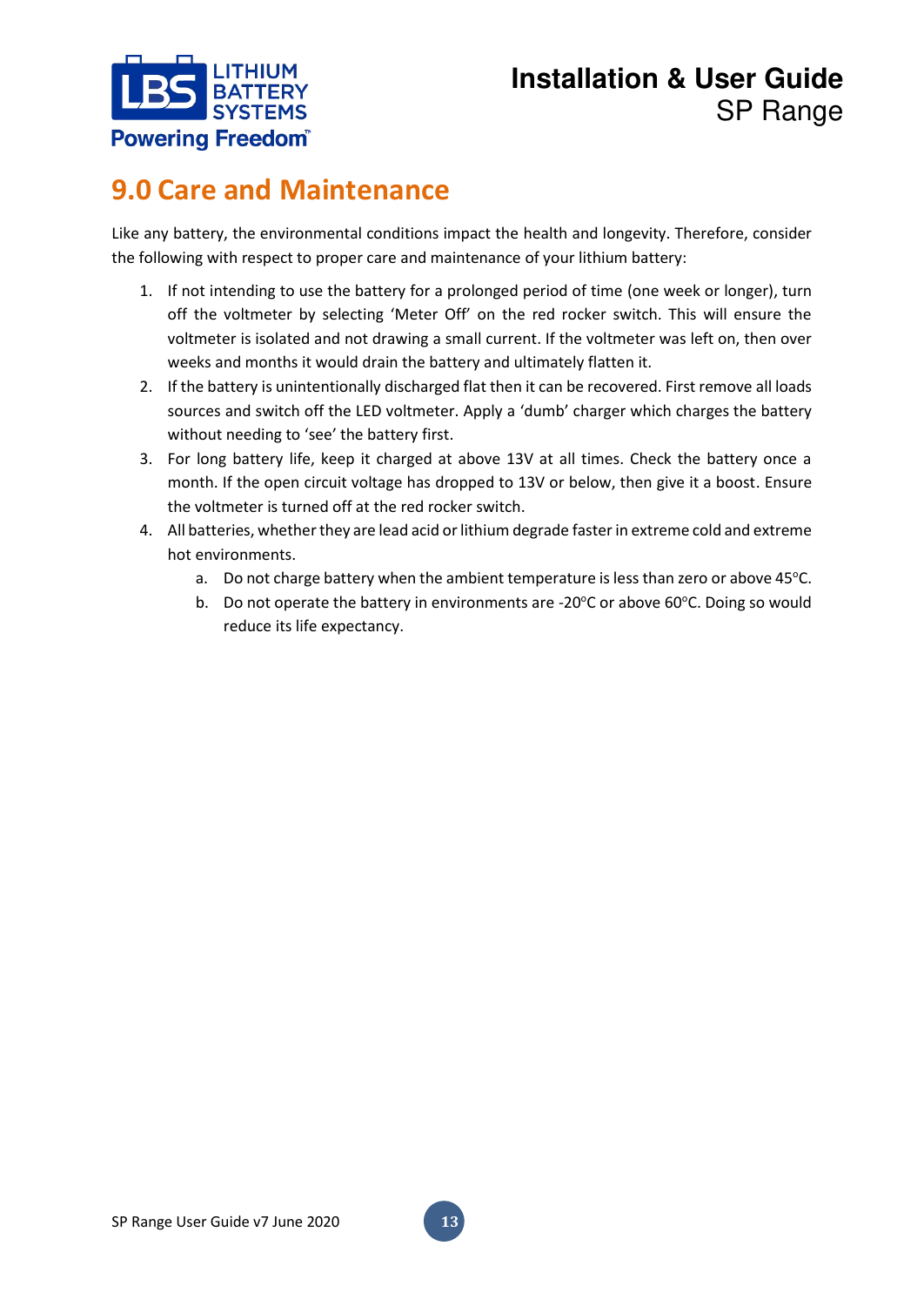# 9.0 Care and Maintenance

Like any battery, the environmental conditions impact the health and longevity. Therefore, consider the following with respect to proper care and maintenance of your lithium battery:

1. If not intending to use the battery for a prolonged period of time (one week or longer), turn off the voltmeter by selecting 'Meter Off' on the red rocker switch. This will ensure the voltmeter is isolated and not drawing a small current. If the voltmeter was left on, then over weeks and months it would drain the battery and ultimately flatten it.
2. If the battery is unintentionally discharged flat then it can be recovered. First remove all loads sources and switch off the LED voltmeter. Apply a 'dumb' charger which charges the battery without needing to 'see' the battery first.
3. For long battery life, keep it charged at above 13V at all times. Check the battery once a month. If the open circuit voltage has dropped to 13V or below, then give it a boost. Ensure the voltmeter is turned off at the red rocker switch.
4. All batteries, whether they are lead acid or lithium degrade faster in extreme cold and extreme hot environments.
   a. Do not charge battery when the ambient temperature is less than zero or above 45°C.
   b. Do not operate the battery in environments are -20°C or above 60°C. Doing so would reduce its life expectancy.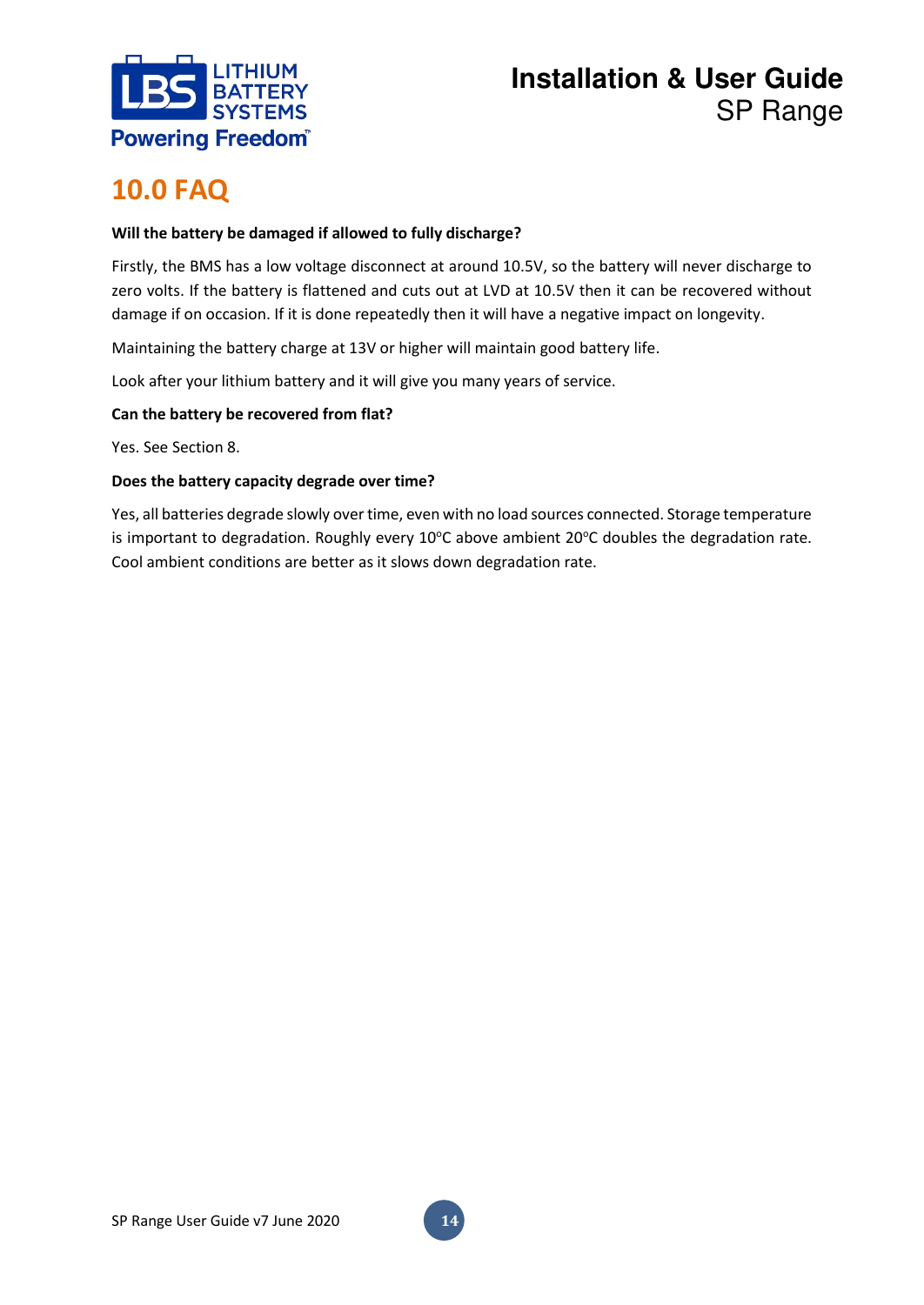# 10.0 FAQ

**Will the battery be damaged if allowed to fully discharge?**

Firstly, the BMS has a low voltage disconnect at around 10.5V, so the battery will never discharge to zero volts. If the battery is flattened and cuts out at LVD at 10.5V then it can be recovered without damage if on occasion. If it is done repeatedly then it will have a negative impact on longevity.

Maintaining the battery charge at 13V or higher will maintain good battery life.

Look after your lithium battery and it will give you many years of service.

**Can the battery be recovered from flat?**

Yes. See Section 8.

**Does the battery capacity degrade over time?**

Yes, all batteries degrade slowly over time, even with no load sources connected. Storage temperature is important to degradation. Roughly every 10°C above ambient 20°C doubles the degradation rate. Cool ambient conditions are better as it slows down degradation rate.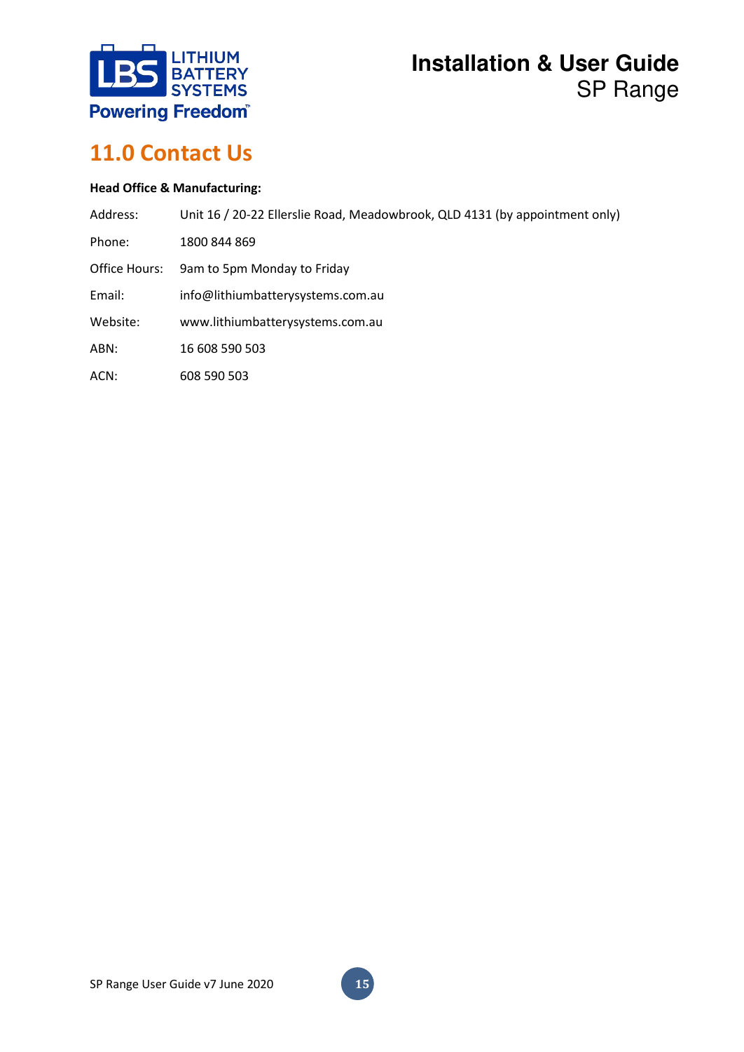## 11.0 Contact Us

**Head Office & Manufacturing:**

| | |
|---|---|
| Address: | Unit 16 / 20-22 Ellerslie Road, Meadowbrook, QLD 4131 (by appointment only) |
| Phone: | 1800 844 869 |
| Office Hours: | 9am to 5pm Monday to Friday |
| Email: | info@lithiumbatterysystems.com.au |
| Website: | www.lithiumbatterysystems.com.au |
| ABN: | 16 608 590 503 |
| ACN: | 608 590 503 |